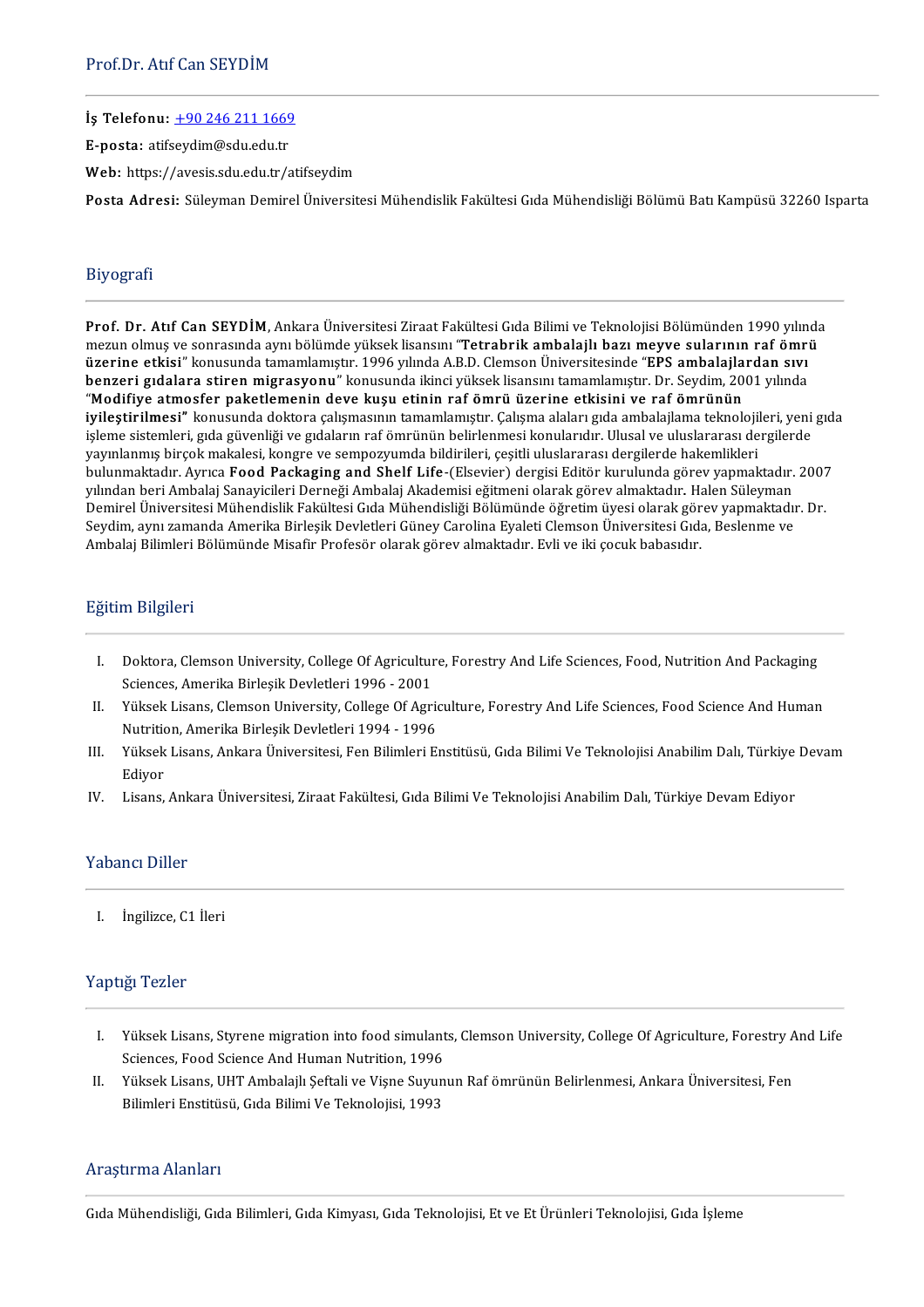# Prof.Dr. Atıf Can SEYDİM

**İş Telefonu:** +90 246 211 1669

**E-posta:** atifseydim@sdu.edu.tr

**Web:** https://avesis.sdu.edu.tr/atifseydim

**Posta Adresi:** Süleyman Demirel Üniversitesi Mühendislik Fakültesi Gıda Mühendisliği Bölümü Batı Kampüsü 32260 Isparta

## Biyografi

**Prof. Dr. Atıf Can SEYDİM**, Ankara Üniversitesi Ziraat Fakültesi Gıda Bilimi ve Teknolojisi Bölümünden 1990 yılında mezun olmuş ve sonrasında aynı bölümde yüksek lisansını "**Tetrabrik ambalajlı bazı meyve sularının raf ömrü üzerine etkisi**" konusunda tamamlamıştır. 1996 yılında A.B.D. Clemson Üniversitesinde "**EPS ambalajlardan sıvı benzeri gıdalara stiren migrasyonu**" konusunda ikinci yüksek lisansını tamamlamıştır. Dr. Seydim, 2001 yılında "**Modifiye atmosfer paketlemenin deve kuşu etinin raf ömrü üzerine etkisini ve raf ömrünün iyileştirilmesi**" konusunda doktora çalışmasının tamamlamıştır. Çalışma alaları gıda ambalajlama teknolojileri, yeni gıda işleme sistemleri, gıda güvenliği ve gıdaların raf ömrünün belirlenmesi konularıdır. Ulusal ve uluslararası dergilerde yayınlanmış birçok makalesi, kongre ve sempozyumda bildirileri, çeşitli uluslararası dergilerde hakemlikleri bulunmaktadır. Ayrıca **Food Packaging and Shelf Life**-(Elsevier) dergisi Editör kurulunda görev yapmaktadır. 2007 yılından beri Ambalaj Sanayicileri Derneği Ambalaj Akademisi eğitmeni olarak görev almaktadır. Halen Süleyman Demirel Üniversitesi Mühendislik Fakültesi Gıda Mühendisliği Bölümünde öğretim üyesi olarak görev yapmaktadır. Dr. Seydim, aynı zamanda Amerika Birleşik Devletleri Güney Carolina Eyaleti Clemson Üniversitesi Gıda, Beslenme ve Ambalaj Bilimleri Bölümünde Misafir Profesör olarak görev almaktadır. Evli ve iki çocuk babasıdır.

## Eğitim Bilgileri

I. Doktora, Clemson University, College Of Agriculture, Forestry And Life Sciences, Food, Nutrition And Packaging Sciences, Amerika Birleşik Devletleri 1996 - 2001
II. Yüksek Lisans, Clemson University, College Of Agriculture, Forestry And Life Sciences, Food Science And Human Nutrition, Amerika Birleşik Devletleri 1994 - 1996
III. Yüksek Lisans, Ankara Üniversitesi, Fen Bilimleri Enstitüsü, Gıda Bilimi Ve Teknolojisi Anabilim Dalı, Türkiye Devam Ediyor
IV. Lisans, Ankara Üniversitesi, Ziraat Fakültesi, Gıda Bilimi Ve Teknolojisi Anabilim Dalı, Türkiye Devam Ediyor

## Yabancı Diller

I. İngilizce, C1 İleri

## Yaptığı Tezler

I. Yüksek Lisans, Styrene migration into food simulants, Clemson University, College Of Agriculture, Forestry And Life Sciences, Food Science And Human Nutrition, 1996
II. Yüksek Lisans, UHT Ambalajlı Şeftali ve Vişne Suyunun Raf ömrünün Belirlenmesi, Ankara Üniversitesi, Fen Bilimleri Enstitüsü, Gıda Bilimi Ve Teknolojisi, 1993

## Araştırma Alanları

Gıda Mühendisliği, Gıda Bilimleri, Gıda Kimyası, Gıda Teknolojisi, Et ve Et Ürünleri Teknolojisi, Gıda İşleme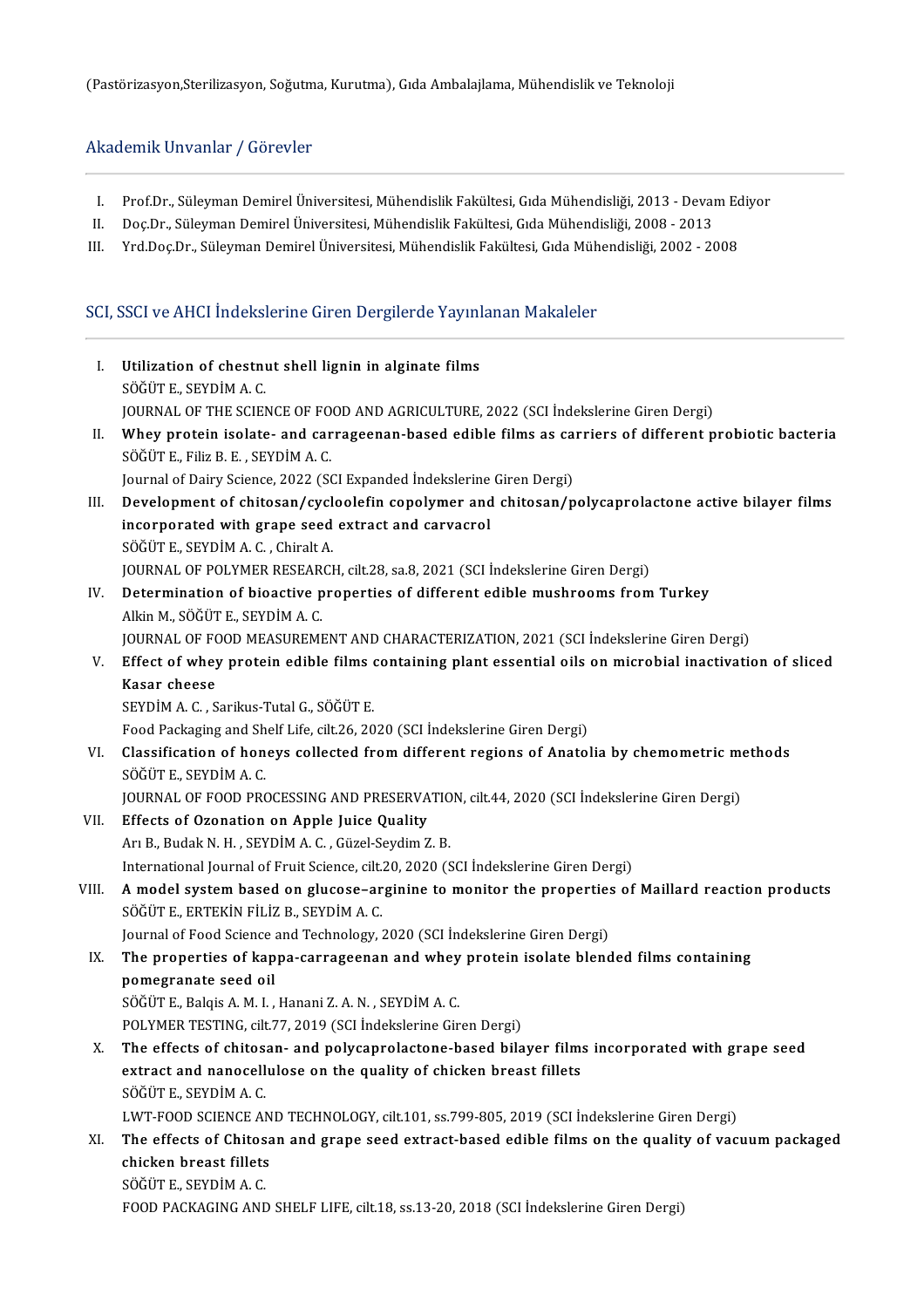(Pastörizasyon,Sterilizasyon, Soğutma, Kurutma), Gıda Ambalajlama, Mühendislik ve Teknoloji

## Akademik Unvanlar / Görevler

I. Prof.Dr., Süleyman Demirel Üniversitesi, Mühendislik Fakültesi, Gıda Mühendisliği, 2013 - Devam Ediyor
II. Doç.Dr., Süleyman Demirel Üniversitesi, Mühendislik Fakültesi, Gıda Mühendisliği, 2008 - 2013
III. Yrd.Doç.Dr., Süleyman Demirel Üniversitesi, Mühendislik Fakültesi, Gıda Mühendisliği, 2002 - 2008

## SCI, SSCI ve AHCI İndekslerine Giren Dergilerde Yayınlanan Makaleler

I. **Utilization of chestnut shell lignin in alginate films**
SÖĞÜT E., SEYDİM A. C.
JOURNAL OF THE SCIENCE OF FOOD AND AGRICULTURE, 2022 (SCI İndekslerine Giren Dergi)

II. **Whey protein isolate- and carrageenan-based edible films as carriers of different probiotic bacteria**
SÖĞÜT E., Filiz B. E. , SEYDİM A. C.
Journal of Dairy Science, 2022 (SCI Expanded İndekslerine Giren Dergi)

III. **Development of chitosan/cycloolefin copolymer and chitosan/polycaprolactone active bilayer films incorporated with grape seed extract and carvacrol**
SÖĞÜT E., SEYDİM A. C. , Chiralt A.
JOURNAL OF POLYMER RESEARCH, cilt.28, sa.8, 2021 (SCI İndekslerine Giren Dergi)

IV. **Determination of bioactive properties of different edible mushrooms from Turkey**
Alkin M., SÖĞÜT E., SEYDİM A. C.
JOURNAL OF FOOD MEASUREMENT AND CHARACTERIZATION, 2021 (SCI İndekslerine Giren Dergi)

V. **Effect of whey protein edible films containing plant essential oils on microbial inactivation of sliced Kasar cheese**
SEYDİM A. C. , Sarikus-Tutal G., SÖĞÜT E.
Food Packaging and Shelf Life, cilt.26, 2020 (SCI İndekslerine Giren Dergi)

VI. **Classification of honeys collected from different regions of Anatolia by chemometric methods**
SÖĞÜT E., SEYDİM A. C.
JOURNAL OF FOOD PROCESSING AND PRESERVATION, cilt.44, 2020 (SCI İndekslerine Giren Dergi)

VII. **Effects of Ozonation on Apple Juice Quality**
Arı B., Budak N. H. , SEYDİM A. C. , Güzel-Seydim Z. B.
International Journal of Fruit Science, cilt.20, 2020 (SCI İndekslerine Giren Dergi)

VIII. **A model system based on glucose–arginine to monitor the properties of Maillard reaction products**
SÖĞÜT E., ERTEKİN FİLİZ B., SEYDİM A. C.
Journal of Food Science and Technology, 2020 (SCI İndekslerine Giren Dergi)

IX. **The properties of kappa-carrageenan and whey protein isolate blended films containing pomegranate seed oil**
SÖĞÜT E., Balqis A. M. I. , Hanani Z. A. N. , SEYDİM A. C.
POLYMER TESTING, cilt.77, 2019 (SCI İndekslerine Giren Dergi)

X. **The effects of chitosan- and polycaprolactone-based bilayer films incorporated with grape seed extract and nanocellulose on the quality of chicken breast fillets**
SÖĞÜT E., SEYDİM A. C.
LWT-FOOD SCIENCE AND TECHNOLOGY, cilt.101, ss.799-805, 2019 (SCI İndekslerine Giren Dergi)

XI. **The effects of Chitosan and grape seed extract-based edible films on the quality of vacuum packaged chicken breast fillets**
SÖĞÜT E., SEYDİM A. C.
FOOD PACKAGING AND SHELF LIFE, cilt.18, ss.13-20, 2018 (SCI İndekslerine Giren Dergi)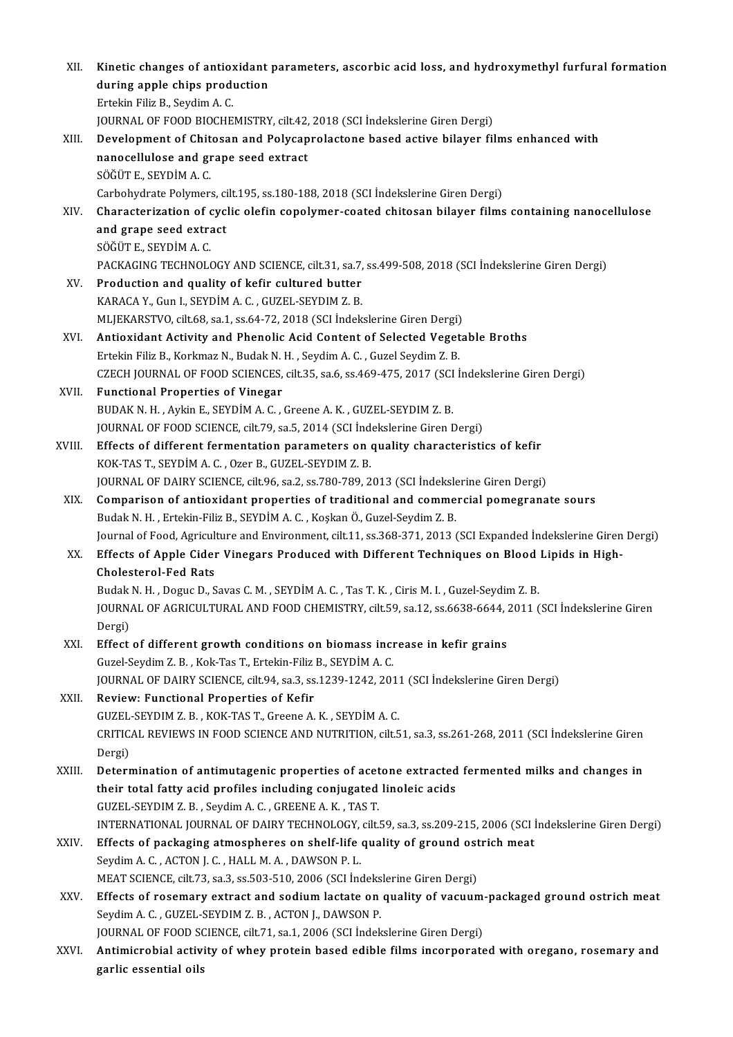XII. **Kinetic changes of antioxidant parameters, ascorbic acid loss, and hydroxymethyl furfural formation during apple chips production**
Ertekin Filiz B., Seydim A. C.
JOURNAL OF FOOD BIOCHEMISTRY, cilt.42, 2018 (SCI İndekslerine Giren Dergi)

XIII. **Development of Chitosan and Polycaprolactone based active bilayer films enhanced with nanocellulose and grape seed extract**
SÖĞÜT E., SEYDİM A. C.
Carbohydrate Polymers, cilt.195, ss.180-188, 2018 (SCI İndekslerine Giren Dergi)

XIV. **Characterization of cyclic olefin copolymer-coated chitosan bilayer films containing nanocellulose and grape seed extract**
SÖĞÜT E., SEYDİM A. C.
PACKAGING TECHNOLOGY AND SCIENCE, cilt.31, sa.7, ss.499-508, 2018 (SCI İndekslerine Giren Dergi)

XV. **Production and quality of kefir cultured butter**
KARACA Y., Gun I., SEYDİM A. C. , GUZEL-SEYDIM Z. B.
MLJEKARSTVO, cilt.68, sa.1, ss.64-72, 2018 (SCI İndekslerine Giren Dergi)

XVI. **Antioxidant Activity and Phenolic Acid Content of Selected Vegetable Broths**
Ertekin Filiz B., Korkmaz N., Budak N. H. , Seydim A. C. , Guzel Seydim Z. B.
CZECH JOURNAL OF FOOD SCIENCES, cilt.35, sa.6, ss.469-475, 2017 (SCI İndekslerine Giren Dergi)

XVII. **Functional Properties of Vinegar**
BUDAK N. H. , Aykin E., SEYDİM A. C. , Greene A. K. , GUZEL-SEYDIM Z. B.
JOURNAL OF FOOD SCIENCE, cilt.79, sa.5, 2014 (SCI İndekslerine Giren Dergi)

XVIII. **Effects of different fermentation parameters on quality characteristics of kefir**
KOK-TAS T., SEYDİM A. C. , Ozer B., GUZEL-SEYDIM Z. B.
JOURNAL OF DAIRY SCIENCE, cilt.96, sa.2, ss.780-789, 2013 (SCI İndekslerine Giren Dergi)

XIX. **Comparison of antioxidant properties of traditional and commercial pomegranate sours**
Budak N. H. , Ertekin-Filiz B., SEYDİM A. C. , Koşkan Ö., Guzel-Seydim Z. B.
Journal of Food, Agriculture and Environment, cilt.11, ss.368-371, 2013 (SCI Expanded İndekslerine Giren Dergi)

XX. **Effects of Apple Cider Vinegars Produced with Different Techniques on Blood Lipids in High-Cholesterol-Fed Rats**
Budak N. H. , Doguc D., Savas C. M. , SEYDİM A. C. , Tas T. K. , Ciris M. I. , Guzel-Seydim Z. B.
JOURNAL OF AGRICULTURAL AND FOOD CHEMISTRY, cilt.59, sa.12, ss.6638-6644, 2011 (SCI İndekslerine Giren Dergi)

XXI. **Effect of different growth conditions on biomass increase in kefir grains**
Guzel-Seydim Z. B. , Kok-Tas T., Ertekin-Filiz B., SEYDİM A. C.
JOURNAL OF DAIRY SCIENCE, cilt.94, sa.3, ss.1239-1242, 2011 (SCI İndekslerine Giren Dergi)

XXII. **Review: Functional Properties of Kefir**
GUZEL-SEYDIM Z. B. , KOK-TAS T., Greene A. K. , SEYDİM A. C.
CRITICAL REVIEWS IN FOOD SCIENCE AND NUTRITION, cilt.51, sa.3, ss.261-268, 2011 (SCI İndekslerine Giren Dergi)

XXIII. **Determination of antimutagenic properties of acetone extracted fermented milks and changes in their total fatty acid profiles including conjugated linoleic acids**
GUZEL-SEYDIM Z. B. , Seydim A. C. , GREENE A. K. , TAS T.
INTERNATIONAL JOURNAL OF DAIRY TECHNOLOGY, cilt.59, sa.3, ss.209-215, 2006 (SCI İndekslerine Giren Dergi)

XXIV. **Effects of packaging atmospheres on shelf-life quality of ground ostrich meat**
Seydim A. C. , ACTON J. C. , HALL M. A. , DAWSON P. L.
MEAT SCIENCE, cilt.73, sa.3, ss.503-510, 2006 (SCI İndekslerine Giren Dergi)

XXV. **Effects of rosemary extract and sodium lactate on quality of vacuum-packaged ground ostrich meat**
Seydim A. C. , GUZEL-SEYDIM Z. B. , ACTON J., DAWSON P.
JOURNAL OF FOOD SCIENCE, cilt.71, sa.1, 2006 (SCI İndekslerine Giren Dergi)

XXVI. **Antimicrobial activity of whey protein based edible films incorporated with oregano, rosemary and garlic essential oils**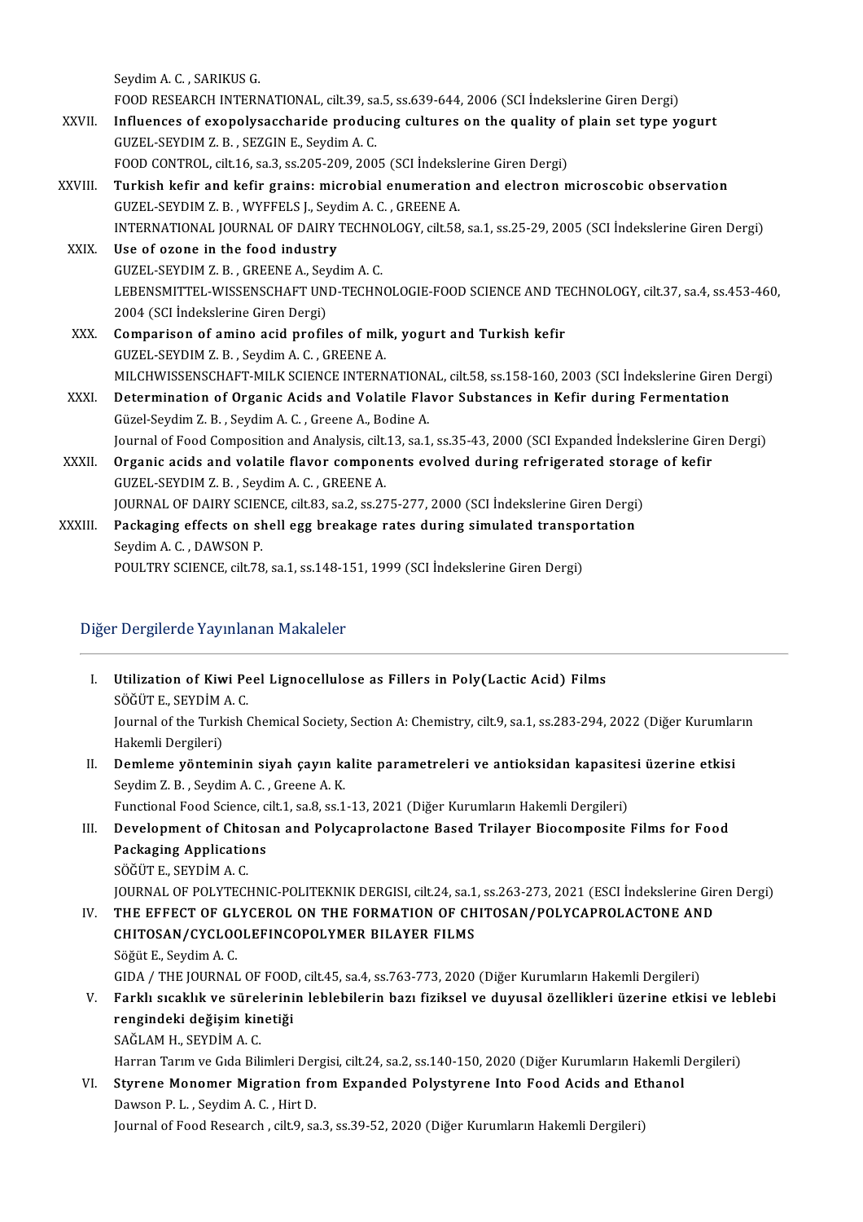Seydim A. C. , SARIKUS G.
FOOD RESEARCH INTERNATIONAL, cilt.39, sa.5, ss.639-644, 2006 (SCI İndekslerine Giren Dergi)

XXVII. **Influences of exopolysaccharide producing cultures on the quality of plain set type yogurt**
GUZEL-SEYDIM Z. B. , SEZGIN E., Seydim A. C.
FOOD CONTROL, cilt.16, sa.3, ss.205-209, 2005 (SCI İndekslerine Giren Dergi)

XXVIII. **Turkish kefir and kefir grains: microbial enumeration and electron microscobic observation**
GUZEL-SEYDIM Z. B. , WYFFELS J., Seydim A. C. , GREENE A.
INTERNATIONAL JOURNAL OF DAIRY TECHNOLOGY, cilt.58, sa.1, ss.25-29, 2005 (SCI İndekslerine Giren Dergi)

XXIX. **Use of ozone in the food industry**
GUZEL-SEYDIM Z. B. , GREENE A., Seydim A. C.
LEBENSMITTEL-WISSENSCHAFT UND-TECHNOLOGIE-FOOD SCIENCE AND TECHNOLOGY, cilt.37, sa.4, ss.453-460, 2004 (SCI İndekslerine Giren Dergi)

XXX. **Comparison of amino acid profiles of milk, yogurt and Turkish kefir**
GUZEL-SEYDIM Z. B. , Seydim A. C. , GREENE A.
MILCHWISSENSCHAFT-MILK SCIENCE INTERNATIONAL, cilt.58, ss.158-160, 2003 (SCI İndekslerine Giren Dergi)

XXXI. **Determination of Organic Acids and Volatile Flavor Substances in Kefir during Fermentation**
Güzel-Seydim Z. B. , Seydim A. C. , Greene A., Bodine A.
Journal of Food Composition and Analysis, cilt.13, sa.1, ss.35-43, 2000 (SCI Expanded İndekslerine Giren Dergi)

XXXII. **Organic acids and volatile flavor components evolved during refrigerated storage of kefir**
GUZEL-SEYDIM Z. B. , Seydim A. C. , GREENE A.
JOURNAL OF DAIRY SCIENCE, cilt.83, sa.2, ss.275-277, 2000 (SCI İndekslerine Giren Dergi)

XXXIII. **Packaging effects on shell egg breakage rates during simulated transportation**
Seydim A. C. , DAWSON P.
POULTRY SCIENCE, cilt.78, sa.1, ss.148-151, 1999 (SCI İndekslerine Giren Dergi)

## Diğer Dergilerde Yayınlanan Makaleler

I. **Utilization of Kiwi Peel Lignocellulose as Fillers in Poly(Lactic Acid) Films**
SÖĞÜT E., SEYDİM A. C.
Journal of the Turkish Chemical Society, Section A: Chemistry, cilt.9, sa.1, ss.283-294, 2022 (Diğer Kurumların Hakemli Dergileri)

II. **Demleme yönteminin siyah çayın kalite parametreleri ve antioksidan kapasitesi üzerine etkisi**
Seydim Z. B. , Seydim A. C. , Greene A. K.
Functional Food Science, cilt.1, sa.8, ss.1-13, 2021 (Diğer Kurumların Hakemli Dergileri)

III. **Development of Chitosan and Polycaprolactone Based Trilayer Biocomposite Films for Food Packaging Applications**
SÖĞÜT E., SEYDİM A. C.
JOURNAL OF POLYTECHNIC-POLITEKNIK DERGISI, cilt.24, sa.1, ss.263-273, 2021 (ESCI İndekslerine Giren Dergi)

IV. **THE EFFECT OF GLYCEROL ON THE FORMATION OF CHITOSAN/POLYCAPROLACTONE AND CHITOSAN/CYCLOOLEFINCOPOLYMER BILAYER FILMS**
Söğüt E., Seydim A. C.
GIDA / THE JOURNAL OF FOOD, cilt.45, sa.4, ss.763-773, 2020 (Diğer Kurumların Hakemli Dergileri)

V. **Farklı sıcaklık ve sürelerinin leblebilerin bazı fiziksel ve duyusal özellikleri üzerine etkisi ve leblebi rengindeki değişim kinetiği**
SAĞLAM H., SEYDİM A. C.
Harran Tarım ve Gıda Bilimleri Dergisi, cilt.24, sa.2, ss.140-150, 2020 (Diğer Kurumların Hakemli Dergileri)

VI. **Styrene Monomer Migration from Expanded Polystyrene Into Food Acids and Ethanol**
Dawson P. L. , Seydim A. C. , Hirt D.
Journal of Food Research , cilt.9, sa.3, ss.39-52, 2020 (Diğer Kurumların Hakemli Dergileri)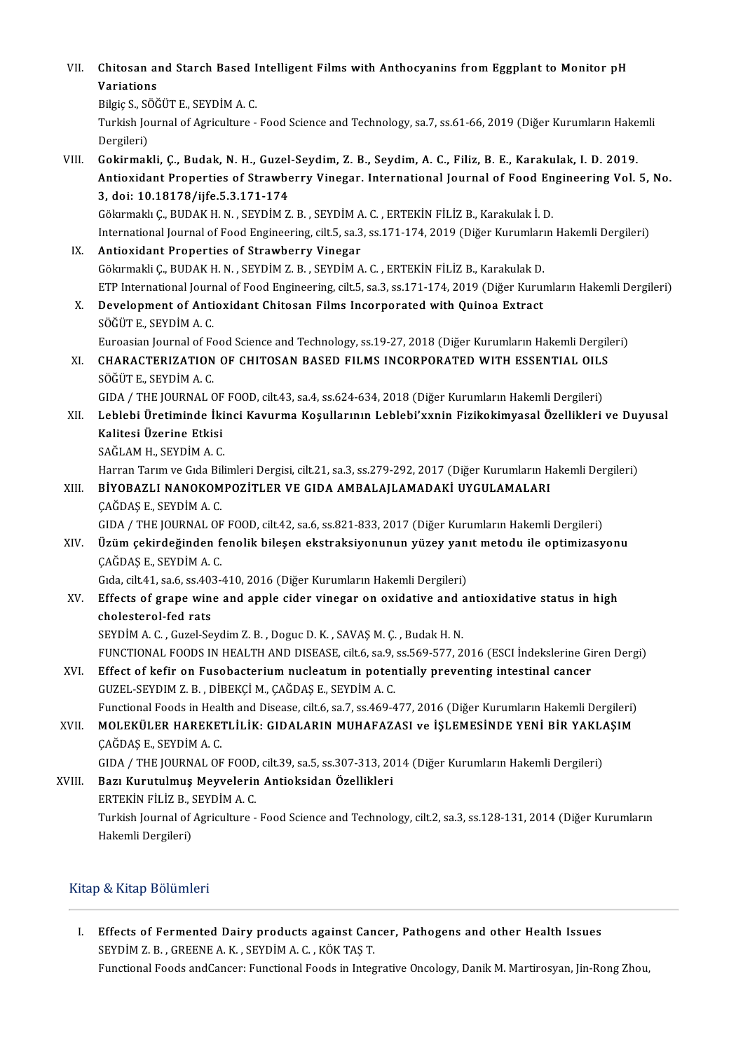VII. **Chitosan and Starch Based Intelligent Films with Anthocyanins from Eggplant to Monitor pH Variations**
Bilgiç S., SÖĞÜT E., SEYDİM A. C.
Turkish Journal of Agriculture - Food Science and Technology, sa.7, ss.61-66, 2019 (Diğer Kurumların Hakemli Dergileri)

VIII. **Gokirmakli, Ç., Budak, N. H., Guzel-Seydim, Z. B., Seydim, A. C., Filiz, B. E., Karakulak, I. D. 2019. Antioxidant Properties of Strawberry Vinegar. International Journal of Food Engineering Vol. 5, No. 3, doi: 10.18178/ijfe.5.3.171-174**
Gökırmaklı Ç., BUDAK H. N. , SEYDİM Z. B. , SEYDİM A. C. , ERTEKİN FİLİZ B., Karakulak İ. D.
International Journal of Food Engineering, cilt.5, sa.3, ss.171-174, 2019 (Diğer Kurumların Hakemli Dergileri)

IX. **Antioxidant Properties of Strawberry Vinegar**
Gökırmakli Ç., BUDAK H. N. , SEYDİM Z. B. , SEYDİM A. C. , ERTEKİN FİLİZ B., Karakulak D.
ETP International Journal of Food Engineering, cilt.5, sa.3, ss.171-174, 2019 (Diğer Kurumların Hakemli Dergileri)

X. **Development of Antioxidant Chitosan Films Incorporated with Quinoa Extract**
SÖĞÜT E., SEYDİM A. C.
Euroasian Journal of Food Science and Technology, ss.19-27, 2018 (Diğer Kurumların Hakemli Dergileri)

XI. **CHARACTERIZATION OF CHITOSAN BASED FILMS INCORPORATED WITH ESSENTIAL OILS**
SÖĞÜT E., SEYDİM A. C.
GIDA / THE JOURNAL OF FOOD, cilt.43, sa.4, ss.624-634, 2018 (Diğer Kurumların Hakemli Dergileri)

XII. **Leblebi Üretiminde İkinci Kavurma Koşullarının Leblebi'xxnin Fizikokimyasal Özellikleri ve Duyusal Kalitesi Üzerine Etkisi**
SAĞLAM H., SEYDİM A. C.
Harran Tarım ve Gıda Bilimleri Dergisi, cilt.21, sa.3, ss.279-292, 2017 (Diğer Kurumların Hakemli Dergileri)

XIII. **BİYOBAZLI NANOKOMPOZİTLER VE GIDA AMBALAJLAMADAKİ UYGULAMALARI**
ÇAĞDAŞ E., SEYDİM A. C.
GIDA / THE JOURNAL OF FOOD, cilt.42, sa.6, ss.821-833, 2017 (Diğer Kurumların Hakemli Dergileri)

XIV. **Üzüm çekirdeğinden fenolik bileşen ekstraksiyonunun yüzey yanıt metodu ile optimizasyonu**
ÇAĞDAŞ E., SEYDİM A. C.
Gıda, cilt.41, sa.6, ss.403-410, 2016 (Diğer Kurumların Hakemli Dergileri)

XV. **Effects of grape wine and apple cider vinegar on oxidative and antioxidative status in high cholesterol-fed rats**
SEYDİM A. C. , Guzel-Seydim Z. B. , Doguc D. K. , SAVAŞ M. Ç. , Budak H. N.
FUNCTIONAL FOODS IN HEALTH AND DISEASE, cilt.6, sa.9, ss.569-577, 2016 (ESCI İndekslerine Giren Dergi)

XVI. **Effect of kefir on Fusobacterium nucleatum in potentially preventing intestinal cancer**
GUZEL-SEYDIM Z. B. , DİBEKÇİ M., ÇAĞDAŞ E., SEYDİM A. C.
Functional Foods in Health and Disease, cilt.6, sa.7, ss.469-477, 2016 (Diğer Kurumların Hakemli Dergileri)

XVII. **MOLEKÜLER HAREKETLİLİK: GIDALARIN MUHAFAZASI ve İŞLEMESİNDE YENİ BİR YAKLAŞIM**
ÇAĞDAŞ E., SEYDİM A. C.
GIDA / THE JOURNAL OF FOOD, cilt.39, sa.5, ss.307-313, 2014 (Diğer Kurumların Hakemli Dergileri)

XVIII. **Bazı Kurutulmuş Meyvelerin Antioksidan Özellikleri**
ERTEKİN FİLİZ B., SEYDİM A. C.
Turkish Journal of Agriculture - Food Science and Technology, cilt.2, sa.3, ss.128-131, 2014 (Diğer Kurumların Hakemli Dergileri)

## Kitap & Kitap Bölümleri

I. **Effects of Fermented Dairy products against Cancer, Pathogens and other Health Issues**
SEYDİM Z. B. , GREENE A. K. , SEYDİM A. C. , KÖK TAŞ T.
Functional Foods andCancer: Functional Foods in Integrative Oncology, Danik M. Martirosyan, Jin-Rong Zhou,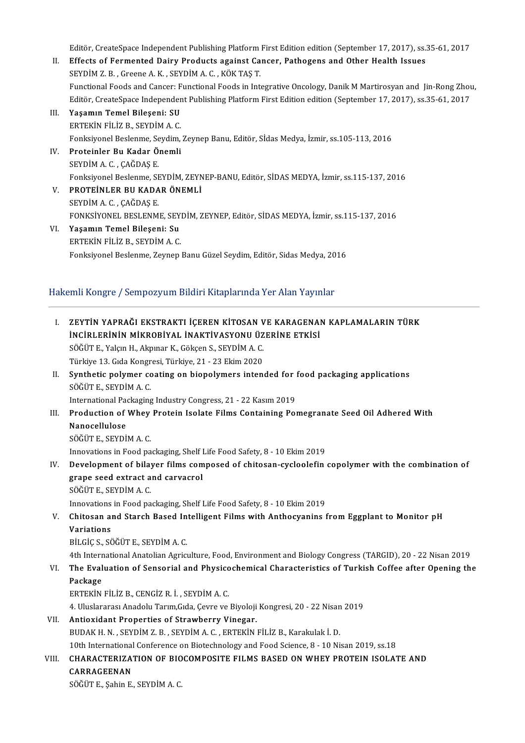Editör, CreateSpace Independent Publishing Platform First Edition edition (September 17, 2017), ss.35-61, 2017

II. **Effects of Fermented Dairy Products against Cancer, Pathogens and Other Health Issues**
SEYDİM Z. B. , Greene A. K. , SEYDİM A. C. , KÖK TAŞ T.
Functional Foods and Cancer: Functional Foods in Integrative Oncology, Danik M Martirosyan and Jin-Rong Zhou, Editör, CreateSpace Independent Publishing Platform First Edition edition (September 17, 2017), ss.35-61, 2017

III. **Yaşamın Temel Bileşeni: SU**
ERTEKİN FİLİZ B., SEYDİM A. C.
Fonksiyonel Beslenme, Seydim, Zeynep Banu, Editör, Sİdas Medya, İzmir, ss.105-113, 2016

IV. **Proteinler Bu Kadar Önemli**
SEYDİM A. C. , ÇAĞDAŞ E.
Fonksiyonel Beslenme, SEYDİM, ZEYNEP-BANU, Editör, SİDAS MEDYA, İzmir, ss.115-137, 2016

V. **PROTEİNLER BU KADAR ÖNEMLİ**
SEYDİM A. C. , ÇAĞDAŞ E.
FONKSİYONEL BESLENME, SEYDİM, ZEYNEP, Editör, SİDAS MEDYA, İzmir, ss.115-137, 2016

VI. **Yaşamın Temel Bileşeni: Su**
ERTEKİN FİLİZ B., SEYDİM A. C.
Fonksiyonel Beslenme, Zeynep Banu Güzel Seydim, Editör, Sidas Medya, 2016

## Hakemli Kongre / Sempozyum Bildiri Kitaplarında Yer Alan Yayınlar

I. **ZEYTİN YAPRAĞI EKSTRAKTI İÇEREN KİTOSAN VE KARAGENAN KAPLAMALARIN TÜRK İNCİRLERİNİN MİKROBİYAL İNAKTİVASYONU ÜZERİNE ETKİSİ**
SÖĞÜT E., Yalçın H., Akpınar K., Gökçen S., SEYDİM A. C.
Türkiye 13. Gıda Kongresi, Türkiye, 21 - 23 Ekim 2020

II. **Synthetic polymer coating on biopolymers intended for food packaging applications**
SÖĞÜT E., SEYDİM A. C.
International Packaging Industry Congress, 21 - 22 Kasım 2019

III. **Production of Whey Protein Isolate Films Containing Pomegranate Seed Oil Adhered With Nanocellulose**
SÖĞÜT E., SEYDİM A. C.
Innovations in Food packaging, Shelf Life Food Safety, 8 - 10 Ekim 2019

IV. **Development of bilayer films composed of chitosan-cycloolefin copolymer with the combination of grape seed extract and carvacrol**
SÖĞÜT E., SEYDİM A. C.
Innovations in Food packaging, Shelf Life Food Safety, 8 - 10 Ekim 2019

V. **Chitosan and Starch Based Intelligent Films with Anthocyanins from Eggplant to Monitor pH Variations**
BİLGİÇ S., SÖĞÜT E., SEYDİM A. C.
4th International Anatolian Agriculture, Food, Environment and Biology Congress (TARGID), 20 - 22 Nisan 2019

VI. **The Evaluation of Sensorial and Physicochemical Characteristics of Turkish Coffee after Opening the Package**
ERTEKİN FİLİZ B., CENGİZ R. İ. , SEYDİM A. C.
4. Uluslararası Anadolu Tarım,Gıda, Çevre ve Biyoloji Kongresi, 20 - 22 Nisan 2019

VII. **Antioxidant Properties of Strawberry Vinegar.**
BUDAK H. N. , SEYDİM Z. B. , SEYDİM A. C. , ERTEKİN FİLİZ B., Karakulak İ. D.
10th International Conference on Biotechnology and Food Science, 8 - 10 Nisan 2019, ss.18

VIII. **CHARACTERIZATION OF BIOCOMPOSITE FILMS BASED ON WHEY PROTEIN ISOLATE AND CARRAGEENAN**
SÖĞÜT E., Şahin E., SEYDİM A. C.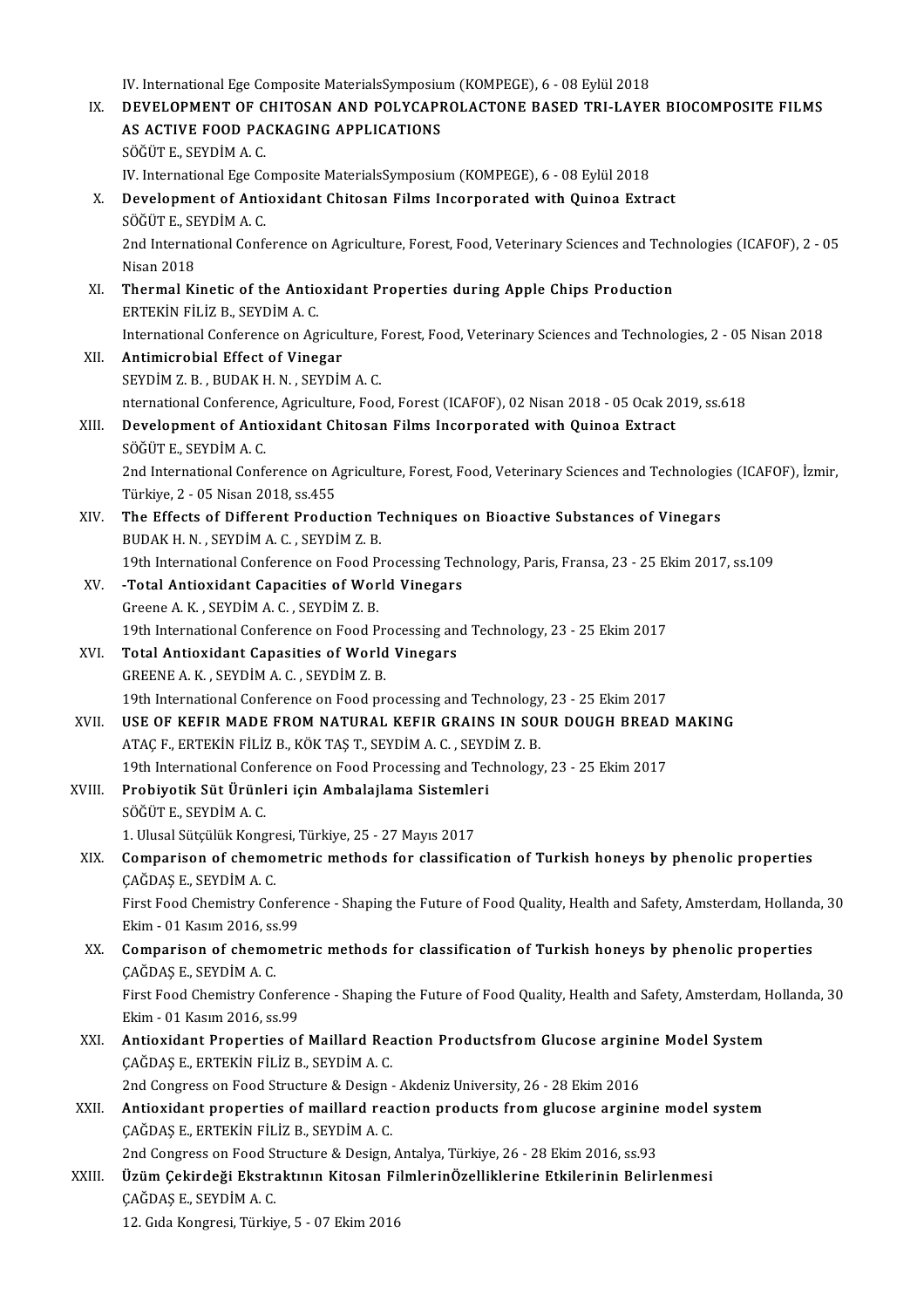IV. International Ege Composite MaterialsSymposium (KOMPEGE), 6 - 08 Eylül 2018

IX. **DEVELOPMENT OF CHITOSAN AND POLYCAPROLACTONE BASED TRI-LAYER BIOCOMPOSITE FILMS AS ACTIVE FOOD PACKAGING APPLICATIONS**
SÖĞÜT E., SEYDİM A. C.
IV. International Ege Composite MaterialsSymposium (KOMPEGE), 6 - 08 Eylül 2018

X. **Development of Antioxidant Chitosan Films Incorporated with Quinoa Extract**
SÖĞÜT E., SEYDİM A. C.
2nd International Conference on Agriculture, Forest, Food, Veterinary Sciences and Technologies (ICAFOF), 2 - 05 Nisan 2018

XI. **Thermal Kinetic of the Antioxidant Properties during Apple Chips Production**
ERTEKİN FİLİZ B., SEYDİM A. C.
International Conference on Agriculture, Forest, Food, Veterinary Sciences and Technologies, 2 - 05 Nisan 2018

XII. **Antimicrobial Effect of Vinegar**
SEYDİM Z. B. , BUDAK H. N. , SEYDİM A. C.
nternational Conference, Agriculture, Food, Forest (ICAFOF), 02 Nisan 2018 - 05 Ocak 2019, ss.618

XIII. **Development of Antioxidant Chitosan Films Incorporated with Quinoa Extract**
SÖĞÜT E., SEYDİM A. C.
2nd International Conference on Agriculture, Forest, Food, Veterinary Sciences and Technologies (ICAFOF), İzmir, Türkiye, 2 - 05 Nisan 2018, ss.455

XIV. **The Effects of Different Production Techniques on Bioactive Substances of Vinegars**
BUDAK H. N. , SEYDİM A. C. , SEYDİM Z. B.
19th International Conference on Food Processing Technology, Paris, Fransa, 23 - 25 Ekim 2017, ss.109

XV. **-Total Antioxidant Capacities of World Vinegars**
Greene A. K. , SEYDİM A. C. , SEYDİM Z. B.
19th International Conference on Food Processing and Technology, 23 - 25 Ekim 2017

XVI. **Total Antioxidant Capasities of World Vinegars**
GREENE A. K. , SEYDİM A. C. , SEYDİM Z. B.
19th International Conference on Food processing and Technology, 23 - 25 Ekim 2017

XVII. **USE OF KEFIR MADE FROM NATURAL KEFIR GRAINS IN SOUR DOUGH BREAD MAKING**
ATAÇ F., ERTEKİN FİLİZ B., KÖK TAŞ T., SEYDİM A. C. , SEYDİM Z. B.
19th International Conference on Food Processing and Technology, 23 - 25 Ekim 2017

XVIII. **Probiyotik Süt Ürünleri için Ambalajlama Sistemleri**
SÖĞÜT E., SEYDİM A. C.
1. Ulusal Sütçülük Kongresi, Türkiye, 25 - 27 Mayıs 2017

XIX. **Comparison of chemometric methods for classification of Turkish honeys by phenolic properties**
ÇAĞDAŞ E., SEYDİM A. C.
First Food Chemistry Conference - Shaping the Future of Food Quality, Health and Safety, Amsterdam, Hollanda, 30 Ekim - 01 Kasım 2016, ss.99

XX. **Comparison of chemometric methods for classification of Turkish honeys by phenolic properties**
ÇAĞDAŞ E., SEYDİM A. C.
First Food Chemistry Conference - Shaping the Future of Food Quality, Health and Safety, Amsterdam, Hollanda, 30 Ekim - 01 Kasım 2016, ss.99

XXI. **Antioxidant Properties of Maillard Reaction Productsfrom Glucose arginine Model System**
ÇAĞDAŞ E., ERTEKİN FİLİZ B., SEYDİM A. C.
2nd Congress on Food Structure & Design - Akdeniz University, 26 - 28 Ekim 2016

XXII. **Antioxidant properties of maillard reaction products from glucose arginine model system**
ÇAĞDAŞ E., ERTEKİN FİLİZ B., SEYDİM A. C.
2nd Congress on Food Structure & Design, Antalya, Türkiye, 26 - 28 Ekim 2016, ss.93

XXIII. **Üzüm Çekirdeği Ekstraktının Kitosan FilmlerinÖzelliklerine Etkilerinin Belirlenmesi**
ÇAĞDAŞ E., SEYDİM A. C.
12. Gıda Kongresi, Türkiye, 5 - 07 Ekim 2016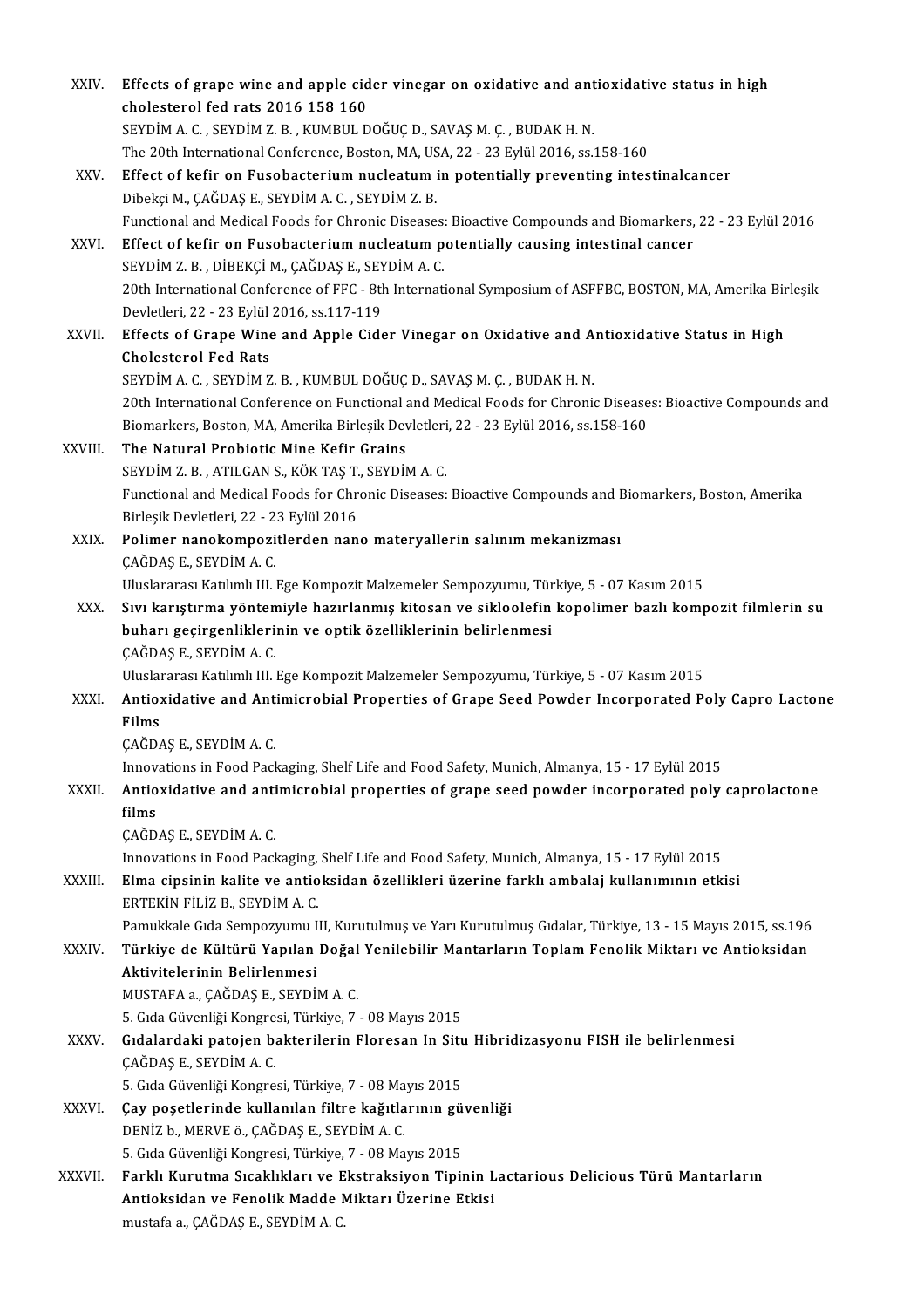XXIV. **Effects of grape wine and apple cider vinegar on oxidative and antioxidative status in high cholesterol fed rats 2016 158 160**
SEYDİM A. C. , SEYDİM Z. B. , KUMBUL DOĞUÇ D., SAVAŞ M. Ç. , BUDAK H. N.
The 20th International Conference, Boston, MA, USA, 22 - 23 Eylül 2016, ss.158-160

XXV. **Effect of kefir on Fusobacterium nucleatum in potentially preventing intestinalcancer**
Dibekçi M., ÇAĞDAŞ E., SEYDİM A. C. , SEYDİM Z. B.
Functional and Medical Foods for Chronic Diseases: Bioactive Compounds and Biomarkers, 22 - 23 Eylül 2016

XXVI. **Effect of kefir on Fusobacterium nucleatum potentially causing intestinal cancer**
SEYDİM Z. B. , DİBEKÇİ M., ÇAĞDAŞ E., SEYDİM A. C.
20th International Conference of FFC - 8th International Symposium of ASFFBC, BOSTON, MA, Amerika Birleşik Devletleri, 22 - 23 Eylül 2016, ss.117-119

XXVII. **Effects of Grape Wine and Apple Cider Vinegar on Oxidative and Antioxidative Status in High Cholesterol Fed Rats**
SEYDİM A. C. , SEYDİM Z. B. , KUMBUL DOĞUÇ D., SAVAŞ M. Ç. , BUDAK H. N.
20th International Conference on Functional and Medical Foods for Chronic Diseases: Bioactive Compounds and Biomarkers, Boston, MA, Amerika Birleşik Devletleri, 22 - 23 Eylül 2016, ss.158-160

XXVIII. **The Natural Probiotic Mine Kefir Grains**
SEYDİM Z. B. , ATILGAN S., KÖK TAŞ T., SEYDİM A. C.
Functional and Medical Foods for Chronic Diseases: Bioactive Compounds and Biomarkers, Boston, Amerika Birleşik Devletleri, 22 - 23 Eylül 2016

XXIX. **Polimer nanokompozitlerden nano materyallerin salınım mekanizması**
ÇAĞDAŞ E., SEYDİM A. C.
Uluslararası Katılımlı III. Ege Kompozit Malzemeler Sempozyumu, Türkiye, 5 - 07 Kasım 2015

XXX. **Sıvı karıştırma yöntemiyle hazırlanmış kitosan ve sikloolefin kopolimer bazlı kompozit filmlerin su buharı geçirgenliklerinin ve optik özelliklerinin belirlenmesi**
ÇAĞDAŞ E., SEYDİM A. C.
Uluslararası Katılımlı III. Ege Kompozit Malzemeler Sempozyumu, Türkiye, 5 - 07 Kasım 2015

XXXI. **Antioxidative and Antimicrobial Properties of Grape Seed Powder Incorporated Poly Capro Lactone Films**
ÇAĞDAŞ E., SEYDİM A. C.
Innovations in Food Packaging, Shelf Life and Food Safety, Munich, Almanya, 15 - 17 Eylül 2015

XXXII. **Antioxidative and antimicrobial properties of grape seed powder incorporated poly caprolactone films**
ÇAĞDAŞ E., SEYDİM A. C.
Innovations in Food Packaging, Shelf Life and Food Safety, Munich, Almanya, 15 - 17 Eylül 2015

XXXIII. **Elma cipsinin kalite ve antioksidan özellikleri üzerine farklı ambalaj kullanımının etkisi**
ERTEKİN FİLİZ B., SEYDİM A. C.
Pamukkale Gıda Sempozyumu III, Kurutulmuş ve Yarı Kurutulmuş Gıdalar, Türkiye, 13 - 15 Mayıs 2015, ss.196

XXXIV. **Türkiye de Kültürü Yapılan Doğal Yenilebilir Mantarların Toplam Fenolik Miktarı ve Antioksidan Aktivitelerinin Belirlenmesi**
MUSTAFA a., ÇAĞDAŞ E., SEYDİM A. C.
5. Gıda Güvenliği Kongresi, Türkiye, 7 - 08 Mayıs 2015

XXXV. **Gıdalardaki patojen bakterilerin Floresan In Situ Hibridizasyonu FISH ile belirlenmesi**
ÇAĞDAŞ E., SEYDİM A. C.
5. Gıda Güvenliği Kongresi, Türkiye, 7 - 08 Mayıs 2015

XXXVI. **Çay poşetlerinde kullanılan filtre kağıtlarının güvenliği**
DENİZ b., MERVE ö., ÇAĞDAŞ E., SEYDİM A. C.
5. Gıda Güvenliği Kongresi, Türkiye, 7 - 08 Mayıs 2015

XXXVII. **Farklı Kurutma Sıcaklıkları ve Ekstraksiyon Tipinin Lactarious Delicious Türü Mantarların Antioksidan ve Fenolik Madde Miktarı Üzerine Etkisi**
mustafa a., ÇAĞDAŞ E., SEYDİM A. C.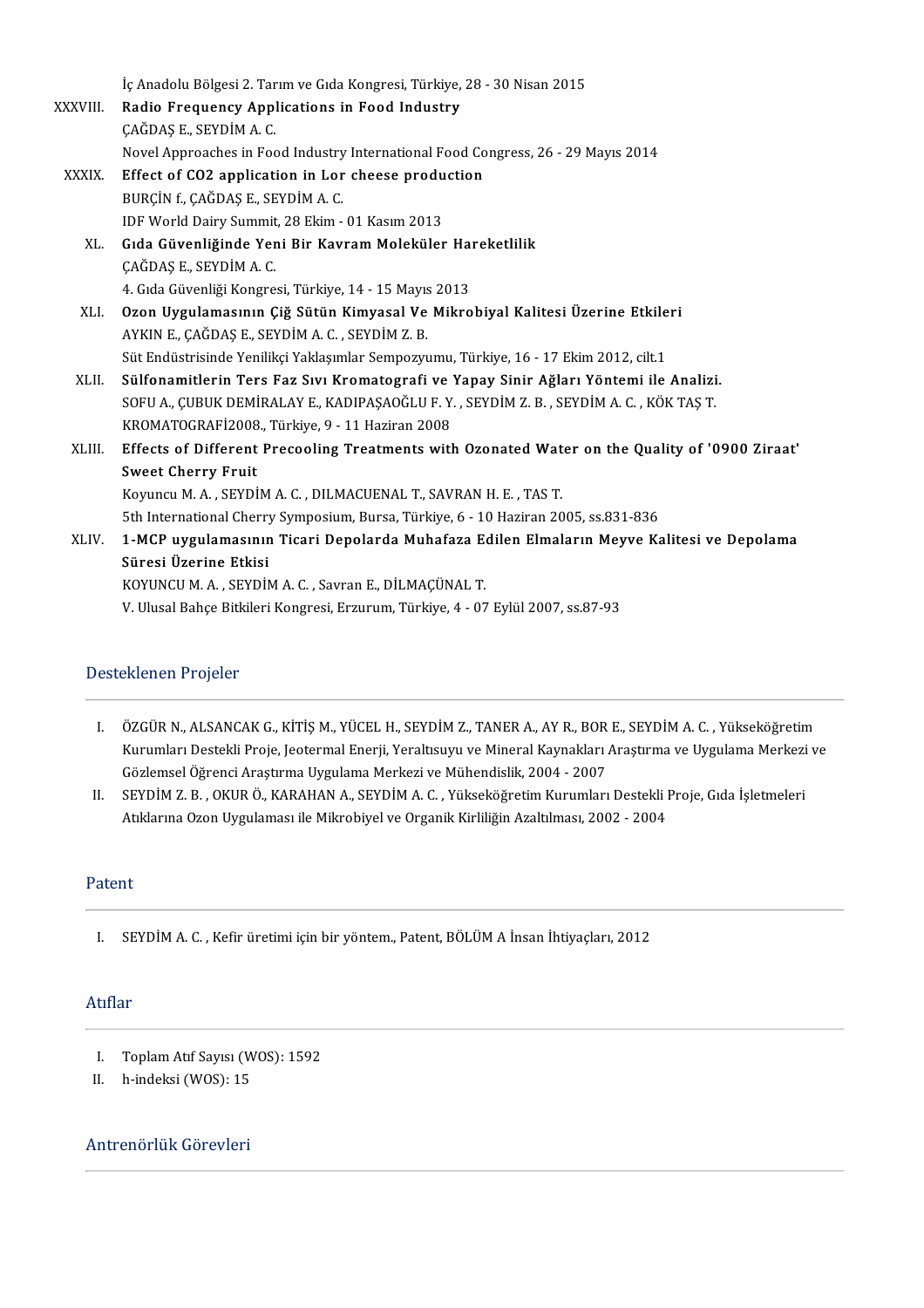İç Anadolu Bölgesi 2. Tarım ve Gıda Kongresi, Türkiye, 28 - 30 Nisan 2015

XXXVIII. **Radio Frequency Applications in Food Industry**
ÇAĞDAŞ E., SEYDİM A. C.
Novel Approaches in Food Industry International Food Congress, 26 - 29 Mayıs 2014

XXXIX. **Effect of CO2 application in Lor cheese production**
BURÇİN f., ÇAĞDAŞ E., SEYDİM A. C.
IDF World Dairy Summit, 28 Ekim - 01 Kasım 2013

XL. **Gıda Güvenliğinde Yeni Bir Kavram Moleküler Hareketlilik**
ÇAĞDAŞ E., SEYDİM A. C.
4. Gıda Güvenliği Kongresi, Türkiye, 14 - 15 Mayıs 2013

XLI. **Ozon Uygulamasının Çiğ Sütün Kimyasal Ve Mikrobiyal Kalitesi Üzerine Etkileri**
AYKIN E., ÇAĞDAŞ E., SEYDİM A. C. , SEYDİM Z. B.
Süt Endüstrisinde Yenilikçi Yaklaşımlar Sempozyumu, Türkiye, 16 - 17 Ekim 2012, cilt.1

XLII. **Sülfonamitlerin Ters Faz Sıvı Kromatografi ve Yapay Sinir Ağları Yöntemi ile Analizi.**
SOFU A., ÇUBUK DEMİRALAY E., KADIPAŞAOĞLU F. Y. , SEYDİM Z. B. , SEYDİM A. C. , KÖK TAŞ T.
KROMATOGRAFİ2008., Türkiye, 9 - 11 Haziran 2008

XLIII. **Effects of Different Precooling Treatments with Ozonated Water on the Quality of '0900 Ziraat' Sweet Cherry Fruit**
Koyuncu M. A. , SEYDİM A. C. , DILMACUENAL T., SAVRAN H. E. , TAS T.
5th International Cherry Symposium, Bursa, Türkiye, 6 - 10 Haziran 2005, ss.831-836

XLIV. **1-MCP uygulamasının Ticari Depolarda Muhafaza Edilen Elmaların Meyve Kalitesi ve Depolama Süresi Üzerine Etkisi**
KOYUNCU M. A. , SEYDİM A. C. , Savran E., DİLMAÇÜNAL T.
V. Ulusal Bahçe Bitkileri Kongresi, Erzurum, Türkiye, 4 - 07 Eylül 2007, ss.87-93

## Desteklenen Projeler

I. ÖZGÜR N., ALSANCAK G., KİTİŞ M., YÜCEL H., SEYDİM Z., TANER A., AY R., BOR E., SEYDİM A. C. , Yükseköğretim Kurumları Destekli Proje, Jeotermal Enerji, Yeraltısuyu ve Mineral Kaynakları Araştırma ve Uygulama Merkezi ve Gözlemsel Öğrenci Araştırma Uygulama Merkezi ve Mühendislik, 2004 - 2007

II. SEYDİM Z. B. , OKUR Ö., KARAHAN A., SEYDİM A. C. , Yükseköğretim Kurumları Destekli Proje, Gıda İşletmeleri Atıklarına Ozon Uygulaması ile Mikrobiyel ve Organik Kirliliğin Azaltılması, 2002 - 2004

## Patent

I. SEYDİM A. C. , Kefir üretimi için bir yöntem., Patent, BÖLÜM A İnsan İhtiyaçları, 2012

## Atıflar

I. Toplam Atıf Sayısı (WOS): 1592
II. h-indeksi (WOS): 15

## Antrenörlük Görevleri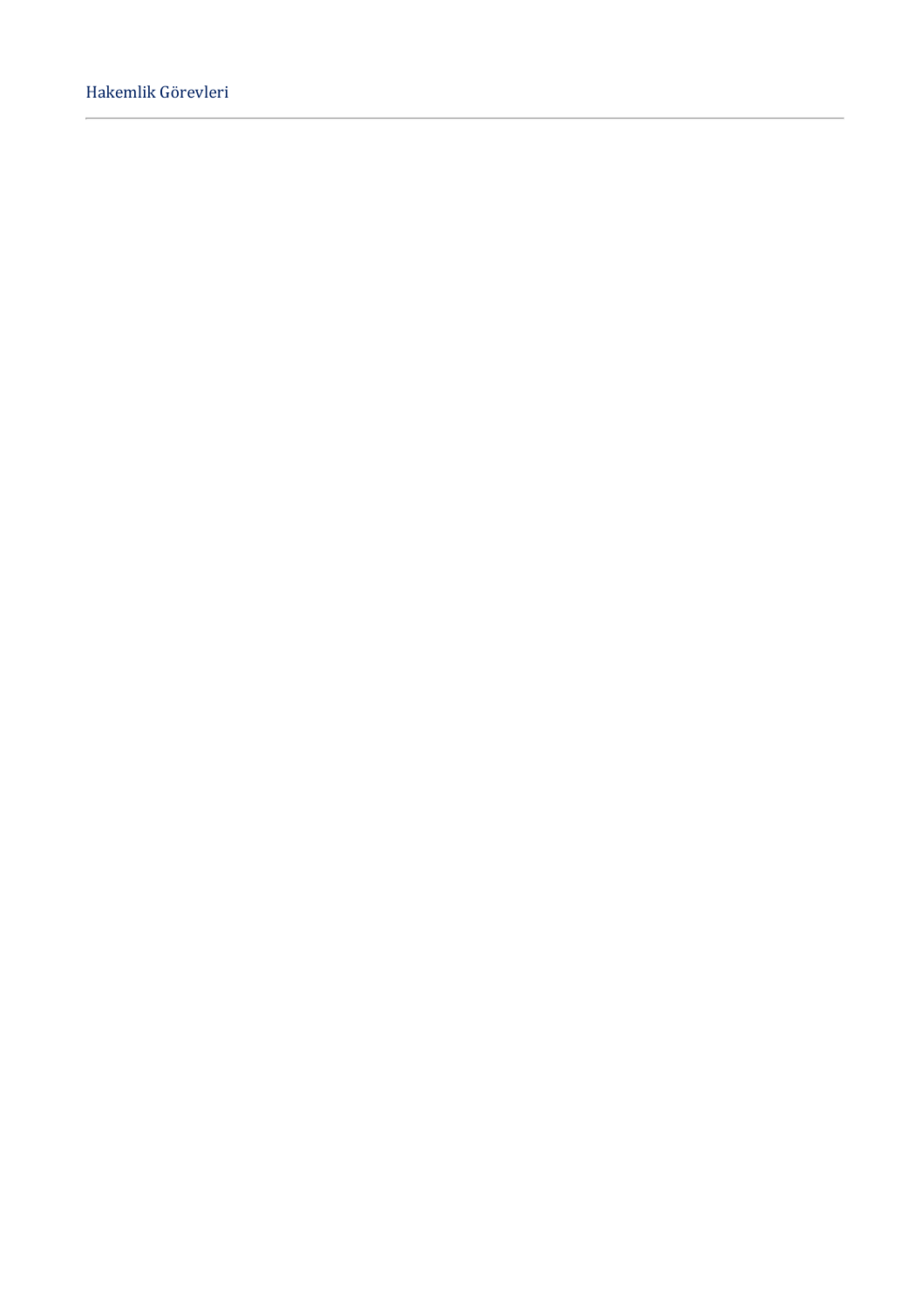Hakemlik Görevleri